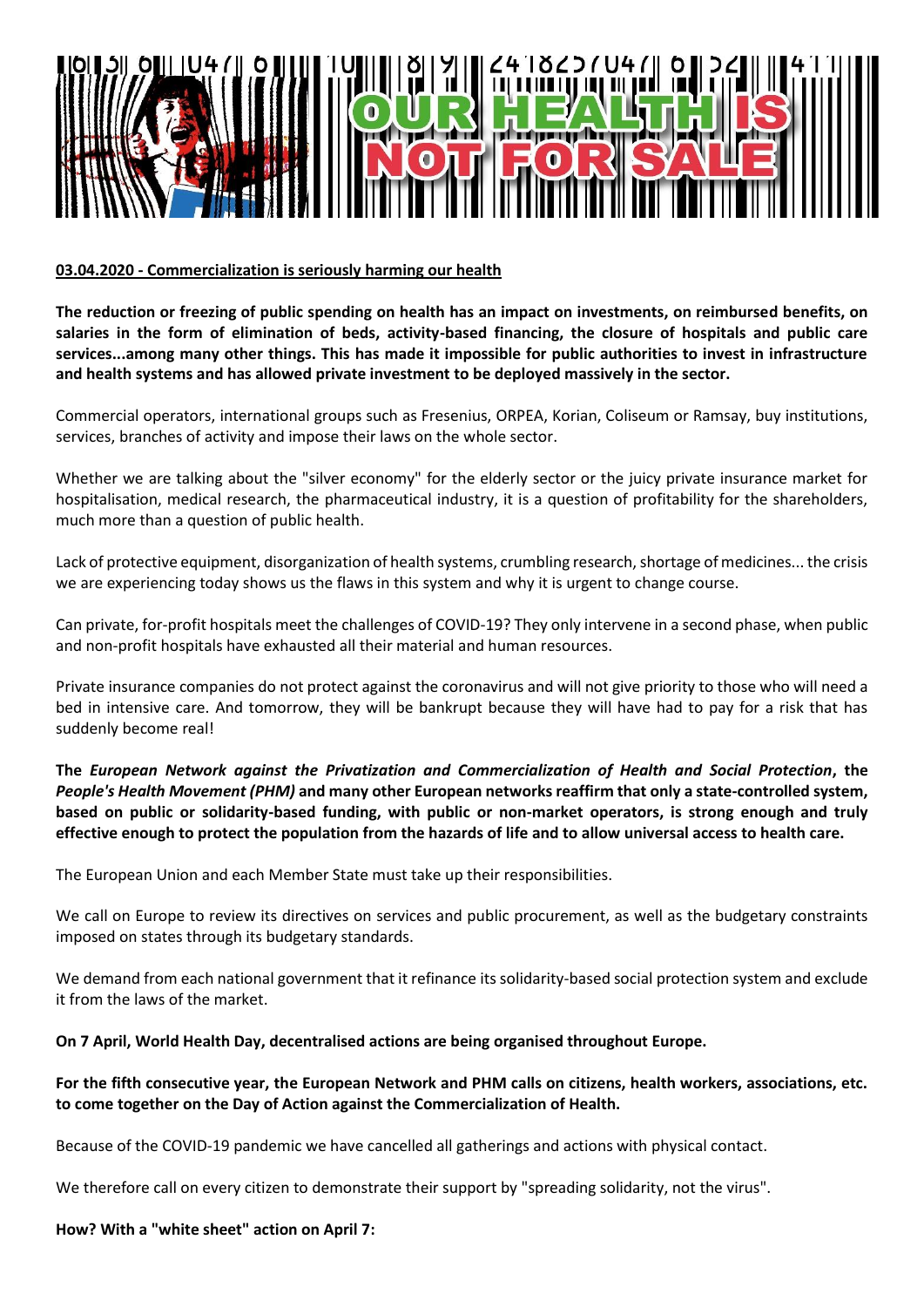# OUR HEALTH IS NOT FOR SALE

**03.04.2020 - Commercialization is seriously harming our health**

**The reduction or freezing of public spending on health has an impact on investments, on reimbursed benefits, on salaries in the form of elimination of beds, activity-based financing, the closure of hospitals and public care services...among many other things. This has made it impossible for public authorities to invest in infrastructure and health systems and has allowed private investment to be deployed massively in the sector.**

Commercial operators, international groups such as Fresenius, ORPEA, Korian, Coliseum or Ramsay, buy institutions, services, branches of activity and impose their laws on the whole sector.

Whether we are talking about the "silver economy" for the elderly sector or the juicy private insurance market for hospitalisation, medical research, the pharmaceutical industry, it is a question of profitability for the shareholders, much more than a question of public health.

Lack of protective equipment, disorganization of health systems, crumbling research, shortage of medicines... the crisis we are experiencing today shows us the flaws in this system and why it is urgent to change course.

Can private, for-profit hospitals meet the challenges of COVID-19? They only intervene in a second phase, when public and non-profit hospitals have exhausted all their material and human resources.

Private insurance companies do not protect against the coronavirus and will not give priority to those who will need a bed in intensive care. And tomorrow, they will be bankrupt because they will have had to pay for a risk that has suddenly become real!

**The *European Network against the Privatization and Commercialization of Health and Social Protection*, the *People's Health Movement (PHM)* and many other European networks reaffirm that only a state-controlled system, based on public or solidarity-based funding, with public or non-market operators, is strong enough and truly effective enough to protect the population from the hazards of life and to allow universal access to health care.**

The European Union and each Member State must take up their responsibilities.

We call on Europe to review its directives on services and public procurement, as well as the budgetary constraints imposed on states through its budgetary standards.

We demand from each national government that it refinance its solidarity-based social protection system and exclude it from the laws of the market.

**On 7 April, World Health Day, decentralised actions are being organised throughout Europe.**

**For the fifth consecutive year, the European Network and PHM calls on citizens, health workers, associations, etc. to come together on the Day of Action against the Commercialization of Health.**

Because of the COVID-19 pandemic we have cancelled all gatherings and actions with physical contact.

We therefore call on every citizen to demonstrate their support by "spreading solidarity, not the virus".

**How? With a "white sheet" action on April 7:**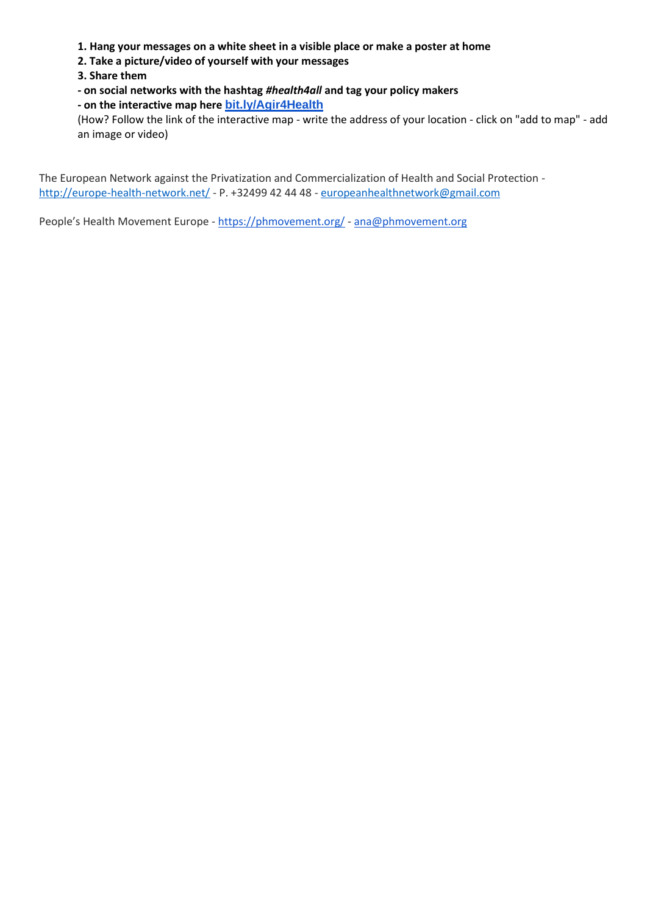**1. Hang your messages on a white sheet in a visible place or make a poster at home**
**2. Take a picture/video of yourself with your messages**
**3. Share them**
**- on social networks with the hashtag *#health4all* and tag your policy makers**
**- on the interactive map here bit.ly/Agir4Health**
(How? Follow the link of the interactive map - write the address of your location - click on "add to map" - add an image or video)

The European Network against the Privatization and Commercialization of Health and Social Protection - http://europe-health-network.net/ - P. +32499 42 44 48 - europeanhealthnetwork@gmail.com

People's Health Movement Europe - https://phmovement.org/ - ana@phmovement.org